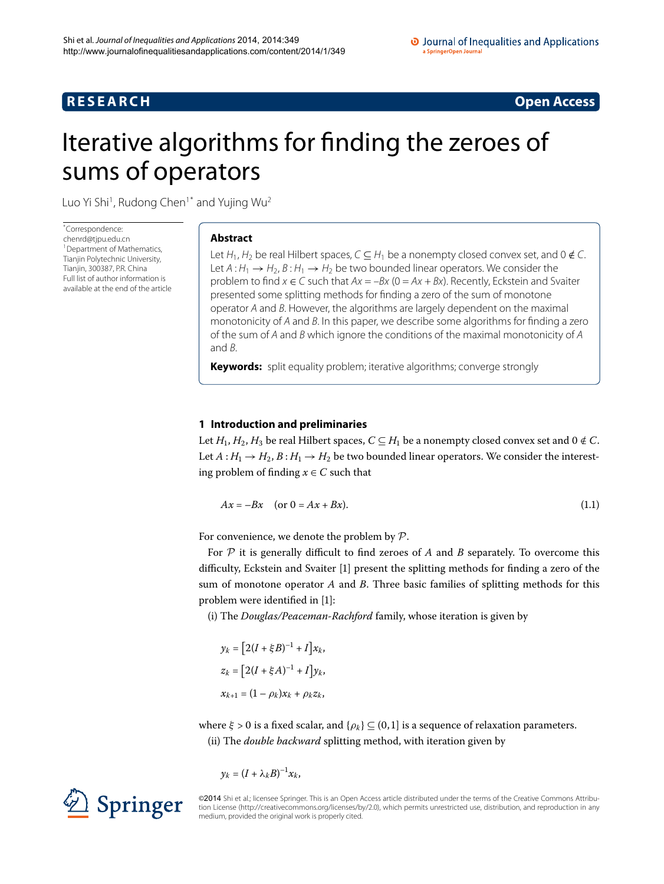RESEARCH

Open Access

# Iterative algorithms for finding the zeroes of sums of operators

Luo Yi Shi[1], Rudong Chen[1*] and Yujing Wu[2]

*Correspondence: chenrd@tjpu.edu.cn
[1]Department of Mathematics, Tianjin Polytechnic University, Tianjin, 300387, P.R. China
Full list of author information is available at the end of the article

## Abstract

Let $H_1, H_2$ be real Hilbert spaces, $C \subseteq H_1$ be a nonempty closed convex set, and $0 \notin C$. Let $A : H_1 \to H_2$, $B : H_1 \to H_2$ be two bounded linear operators. We consider the problem to find $x \in C$ such that $Ax = -Bx$ ($0 = Ax + Bx$). Recently, Eckstein and Svaiter presented some splitting methods for finding a zero of the sum of monotone operator $A$ and $B$. However, the algorithms are largely dependent on the maximal monotonicity of $A$ and $B$. In this paper, we describe some algorithms for finding a zero of the sum of $A$ and $B$ which ignore the conditions of the maximal monotonicity of $A$ and $B$.

**Keywords:** split equality problem; iterative algorithms; converge strongly

## 1 Introduction and preliminaries

Let $H_1, H_2, H_3$ be real Hilbert spaces, $C \subseteq H_1$ be a nonempty closed convex set and $0 \notin C$. Let $A : H_1 \to H_2$, $B : H_1 \to H_2$ be two bounded linear operators. We consider the interesting problem of finding $x \in C$ such that

$$Ax = -Bx \quad (\text{or } 0 = Ax + Bx). \tag{1.1}$$

For convenience, we denote the problem by $\mathcal{P}$.

For $\mathcal{P}$ it is generally difficult to find zeroes of $A$ and $B$ separately. To overcome this difficulty, Eckstein and Svaiter [1] present the splitting methods for finding a zero of the sum of monotone operator $A$ and $B$. Three basic families of splitting methods for this problem were identified in [1]:

(i) The *Douglas/Peaceman-Rachford* family, whose iteration is given by

$$\begin{aligned}
y_k &= \left[2(I + \xi B)^{-1} + I\right]x_k, \\
z_k &= \left[2(I + \xi A)^{-1} + I\right]y_k, \\
x_{k+1} &= (1 - \rho_k)x_k + \rho_k z_k,
\end{aligned}$$

where $\xi > 0$ is a fixed scalar, and $\{\rho_k\} \subseteq (0, 1]$ is a sequence of relaxation parameters.

(ii) The *double backward* splitting method, with iteration given by

$$y_k = (I + \lambda_k B)^{-1}x_k,$$

©2014 Shi et al.; licensee Springer. This is an Open Access article distributed under the terms of the Creative Commons Attribution License (http://creativecommons.org/licenses/by/2.0), which permits unrestricted use, distribution, and reproduction in any medium, provided the original work is properly cited.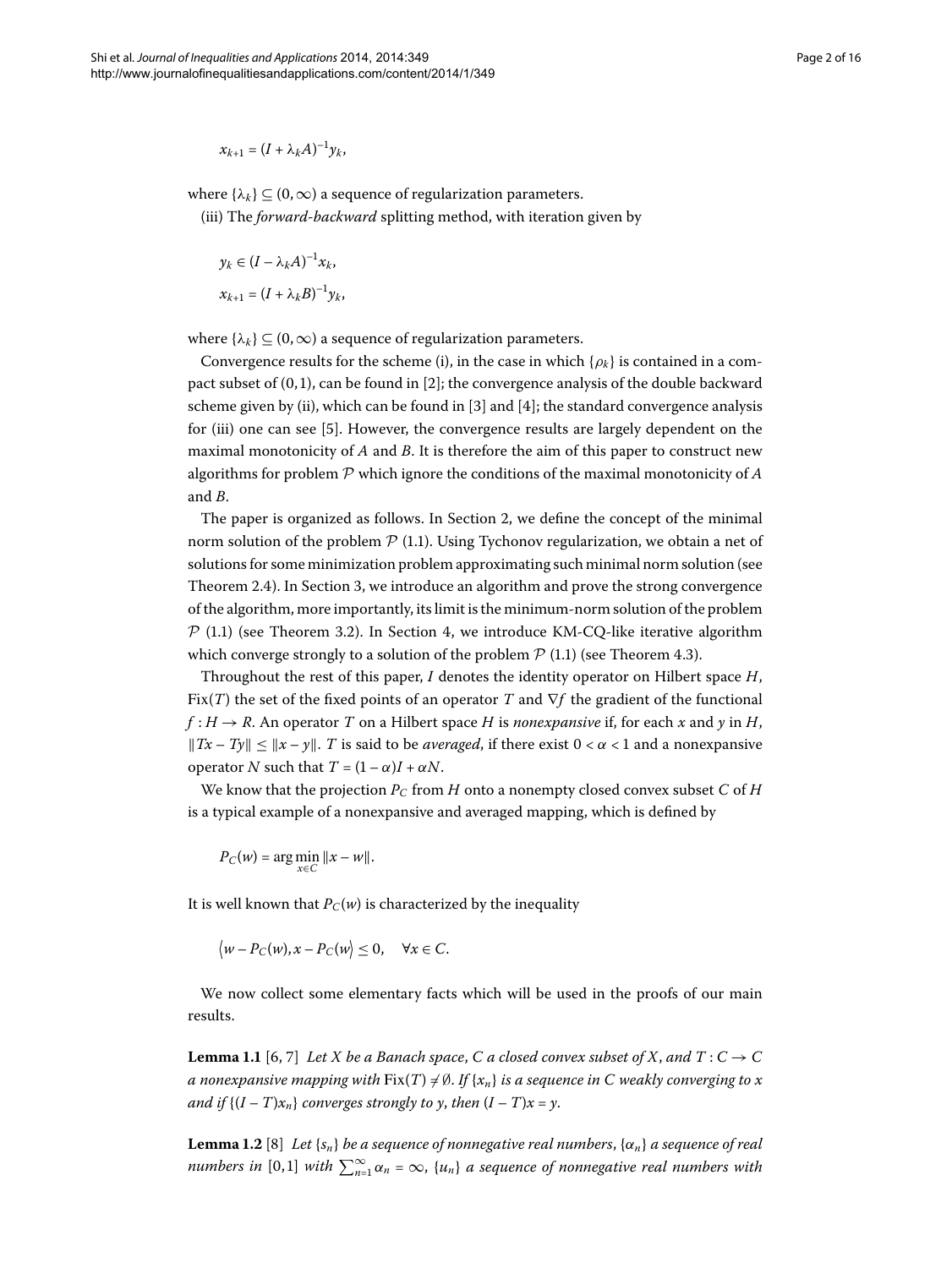$$x_{k+1} = (I + \lambda_k A)^{-1} y_k,$$

where $\{\lambda_k\} \subseteq (0, \infty)$ a sequence of regularization parameters.

(iii) The *forward-backward* splitting method, with iteration given by

$$y_k \in (I - \lambda_k A)^{-1} x_k,$$

$$x_{k+1} = (I + \lambda_k B)^{-1} y_k,$$

where $\{\lambda_k\} \subseteq (0, \infty)$ a sequence of regularization parameters.

Convergence results for the scheme (i), in the case in which $\{\rho_k\}$ is contained in a compact subset of $(0,1)$, can be found in [2]; the convergence analysis of the double backward scheme given by (ii), which can be found in [3] and [4]; the standard convergence analysis for (iii) one can see [5]. However, the convergence results are largely dependent on the maximal monotonicity of $A$ and $B$. It is therefore the aim of this paper to construct new algorithms for problem $\mathcal{P}$ which ignore the conditions of the maximal monotonicity of $A$ and $B$.

The paper is organized as follows. In Section 2, we define the concept of the minimal norm solution of the problem $\mathcal{P}$ (1.1). Using Tychonov regularization, we obtain a net of solutions for some minimization problem approximating such minimal norm solution (see Theorem 2.4). In Section 3, we introduce an algorithm and prove the strong convergence of the algorithm, more importantly, its limit is the minimum-norm solution of the problem $\mathcal{P}$ (1.1) (see Theorem 3.2). In Section 4, we introduce KM-CQ-like iterative algorithm which converge strongly to a solution of the problem $\mathcal{P}$ (1.1) (see Theorem 4.3).

Throughout the rest of this paper, $I$ denotes the identity operator on Hilbert space $H$, $\operatorname{Fix}(T)$ the set of the fixed points of an operator $T$ and $\nabla f$ the gradient of the functional $f : H \to R$. An operator $T$ on a Hilbert space $H$ is *nonexpansive* if, for each $x$ and $y$ in $H$, $\|Tx - Ty\| \leq \|x - y\|$. $T$ is said to be *averaged*, if there exist $0 < \alpha < 1$ and a nonexpansive operator $N$ such that $T = (1 - \alpha)I + \alpha N$.

We know that the projection $P_C$ from $H$ onto a nonempty closed convex subset $C$ of $H$ is a typical example of a nonexpansive and averaged mapping, which is defined by

$$P_C(w) = \arg\min_{x \in C} \|x - w\|.$$

It is well known that $P_C(w)$ is characterized by the inequality

$$\langle w - P_C(w), x - P_C(w) \rangle \leq 0, \quad \forall x \in C.$$

We now collect some elementary facts which will be used in the proofs of our main results.

**Lemma 1.1** [6, 7] *Let $X$ be a Banach space, $C$ a closed convex subset of $X$, and $T : C \to C$ a nonexpansive mapping with $\operatorname{Fix}(T) \neq \emptyset$. If $\{x_n\}$ is a sequence in $C$ weakly converging to $x$ and if $\{(I - T)x_n\}$ converges strongly to $y$, then $(I - T)x = y$.*

**Lemma 1.2** [8] *Let $\{s_n\}$ be a sequence of nonnegative real numbers, $\{\alpha_n\}$ a sequence of real numbers in $[0,1]$ with $\sum_{n=1}^{\infty} \alpha_n = \infty$, $\{u_n\}$ a sequence of nonnegative real numbers with*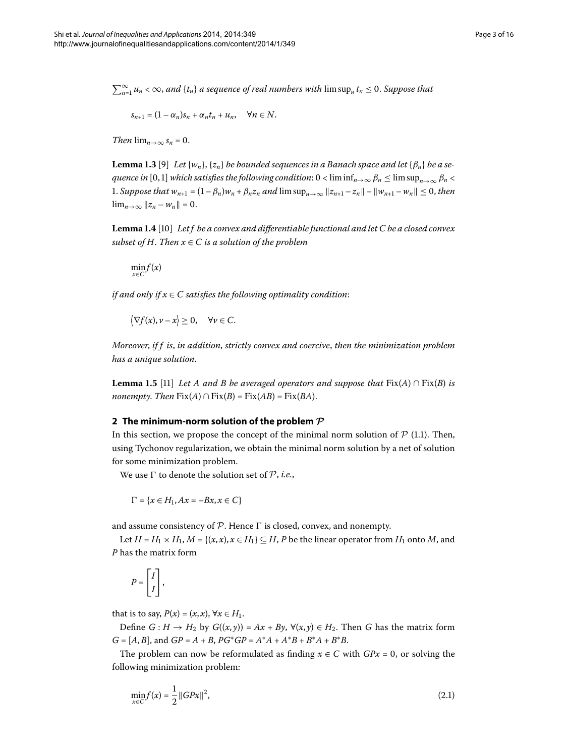$\sum_{n=1}^{\infty} u_n < \infty$, *and* $\{t_n\}$ *a sequence of real numbers with* $\limsup_n t_n \leq 0$. *Suppose that*

$$s_{n+1} = (1-\alpha_n)s_n + \alpha_n t_n + u_n, \quad \forall n \in N.$$

*Then* $\lim_{n\to\infty} s_n = 0$.

**Lemma 1.3** [9] *Let* $\{w_n\}$, $\{z_n\}$ *be bounded sequences in a Banach space and let* $\{\beta_n\}$ *be a sequence in* $[0,1]$ *which satisfies the following condition*: $0 < \liminf_{n\to\infty} \beta_n \leq \limsup_{n\to\infty} \beta_n < 1$. *Suppose that* $w_{n+1} = (1-\beta_n)w_n + \beta_n z_n$ *and* $\limsup_{n\to\infty} \|z_{n+1} - z_n\| - \|w_{n+1} - w_n\| \leq 0$, *then* $\lim_{n\to\infty} \|z_n - w_n\| = 0$.

**Lemma 1.4** [10] *Let f be a convex and differentiable functional and let C be a closed convex subset of H. Then* $x \in C$ *is a solution of the problem*

$$\min_{x\in C} f(x)$$

*if and only if* $x \in C$ *satisfies the following optimality condition*:

$$\langle \nabla f(x), v - x \rangle \geq 0, \quad \forall v \in C.$$

*Moreover, if f is, in addition, strictly convex and coercive, then the minimization problem has a unique solution.*

**Lemma 1.5** [11] *Let A and B be averaged operators and suppose that* $\mathrm{Fix}(A) \cap \mathrm{Fix}(B)$ *is nonempty. Then* $\mathrm{Fix}(A) \cap \mathrm{Fix}(B) = \mathrm{Fix}(AB) = \mathrm{Fix}(BA)$.

## 2 The minimum-norm solution of the problem $\mathcal{P}$

In this section, we propose the concept of the minimal norm solution of $\mathcal{P}$ (1.1). Then, using Tychonov regularization, we obtain the minimal norm solution by a net of solution for some minimization problem.

We use $\Gamma$ to denote the solution set of $\mathcal{P}$, *i.e.*,

$$\Gamma = \{x \in H_1, Ax = -Bx, x \in C\}$$

and assume consistency of $\mathcal{P}$. Hence $\Gamma$ is closed, convex, and nonempty.

Let $H = H_1 \times H_1$, $M = \{(x,x), x \in H_1\} \subseteq H$, $P$ be the linear operator from $H_1$ onto $M$, and $P$ has the matrix form

$$P = \begin{bmatrix} I \\ I \end{bmatrix},$$

that is to say, $P(x) = (x,x)$, $\forall x \in H_1$.

Define $G : H \to H_2$ by $G((x,y)) = Ax + By$, $\forall (x,y) \in H_2$. Then $G$ has the matrix form $G = [A, B]$, and $GP = A + B$, $PG^*GP = A^*A + A^*B + B^*A + B^*B$.

The problem can now be reformulated as finding $x \in C$ with $GPx = 0$, or solving the following minimization problem:

$$\min_{x\in C} f(x) = \frac{1}{2}\|GPx\|^2, \tag{2.1}$$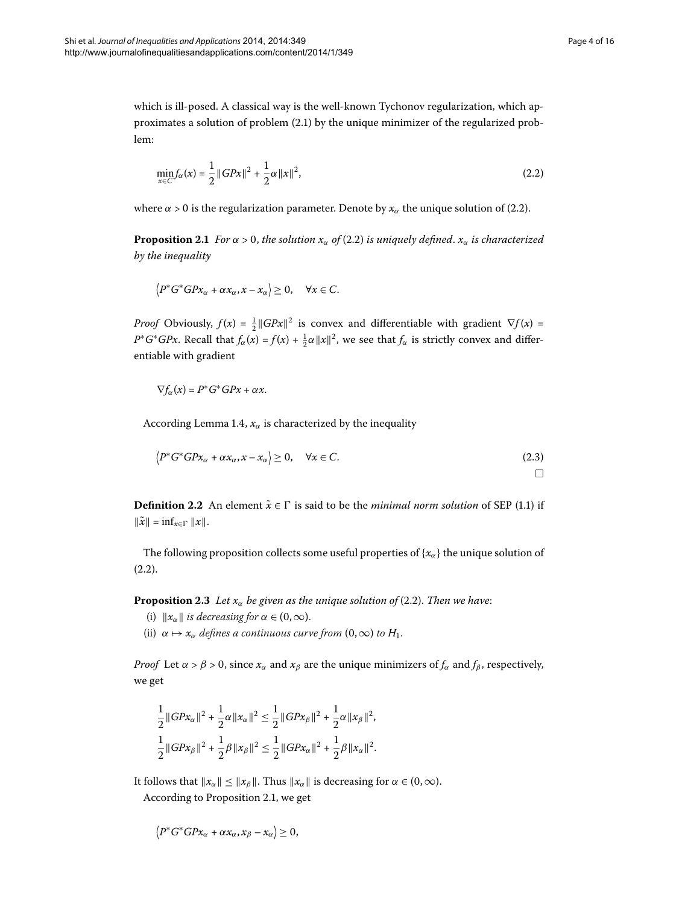which is ill-posed. A classical way is the well-known Tychonov regularization, which approximates a solution of problem (2.1) by the unique minimizer of the regularized problem:

$$\min_{x\in C} f_\alpha(x) = \frac{1}{2}\|GPx\|^2 + \frac{1}{2}\alpha\|x\|^2, \tag{2.2}$$

where $\alpha > 0$ is the regularization parameter. Denote by $x_\alpha$ the unique solution of (2.2).

**Proposition 2.1** *For $\alpha > 0$, the solution $x_\alpha$ of (2.2) is uniquely defined. $x_\alpha$ is characterized by the inequality*

$$\langle P^*G^*GPx_\alpha + \alpha x_\alpha, x - x_\alpha\rangle \geq 0, \quad \forall x \in C.$$

*Proof* Obviously, $f(x) = \frac{1}{2}\|GPx\|^2$ is convex and differentiable with gradient $\nabla f(x) = P^*G^*GPx$. Recall that $f_\alpha(x) = f(x) + \frac{1}{2}\alpha\|x\|^2$, we see that $f_\alpha$ is strictly convex and differentiable with gradient

$$\nabla f_\alpha(x) = P^*G^*GPx + \alpha x.$$

According Lemma 1.4, $x_\alpha$ is characterized by the inequality

$$\langle P^*G^*GPx_\alpha + \alpha x_\alpha, x - x_\alpha\rangle \geq 0, \quad \forall x \in C. \tag{2.3}$$

□

**Definition 2.2** An element $\tilde{x} \in \Gamma$ is said to be the *minimal norm solution* of SEP (1.1) if $\|\tilde{x}\| = \inf_{x\in\Gamma}\|x\|$.

The following proposition collects some useful properties of $\{x_\alpha\}$ the unique solution of (2.2).

**Proposition 2.3** *Let $x_\alpha$ be given as the unique solution of (2.2). Then we have:*

(i) *$\|x_\alpha\|$ is decreasing for $\alpha \in (0,\infty)$.*

(ii) *$\alpha \mapsto x_\alpha$ defines a continuous curve from $(0,\infty)$ to $H_1$.*

*Proof* Let $\alpha > \beta > 0$, since $x_\alpha$ and $x_\beta$ are the unique minimizers of $f_\alpha$ and $f_\beta$, respectively, we get

$$\frac{1}{2}\|GPx_\alpha\|^2 + \frac{1}{2}\alpha\|x_\alpha\|^2 \leq \frac{1}{2}\|GPx_\beta\|^2 + \frac{1}{2}\alpha\|x_\beta\|^2,$$
$$\frac{1}{2}\|GPx_\beta\|^2 + \frac{1}{2}\beta\|x_\beta\|^2 \leq \frac{1}{2}\|GPx_\alpha\|^2 + \frac{1}{2}\beta\|x_\alpha\|^2.$$

It follows that $\|x_\alpha\| \leq \|x_\beta\|$. Thus $\|x_\alpha\|$ is decreasing for $\alpha \in (0,\infty)$.

According to Proposition 2.1, we get

$$\langle P^*G^*GPx_\alpha + \alpha x_\alpha, x_\beta - x_\alpha\rangle \geq 0,$$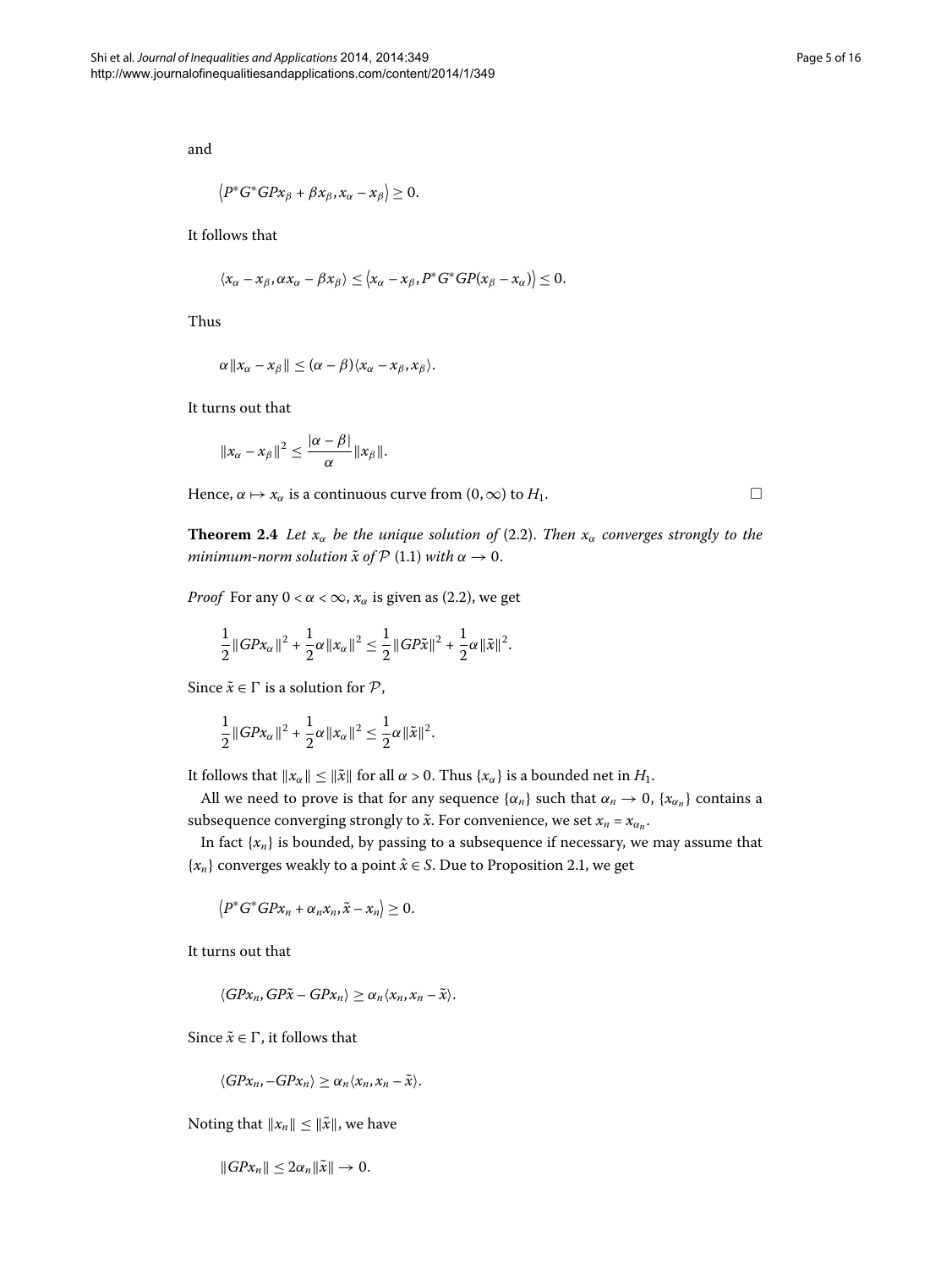and

$$\langle P^*G^*GPx_\beta + \beta x_\beta, x_\alpha - x_\beta \rangle \geq 0.$$

It follows that

$$\langle x_\alpha - x_\beta, \alpha x_\alpha - \beta x_\beta \rangle \leq \langle x_\alpha - x_\beta, P^*G^*GP(x_\beta - x_\alpha) \rangle \leq 0.$$

Thus

$$\alpha \|x_\alpha - x_\beta\| \leq (\alpha - \beta)\langle x_\alpha - x_\beta, x_\beta \rangle.$$

It turns out that

$$\|x_\alpha - x_\beta\|^2 \leq \frac{|\alpha - \beta|}{\alpha} \|x_\beta\|.$$

Hence, $\alpha \mapsto x_\alpha$ is a continuous curve from $(0, \infty)$ to $H_1$. □

**Theorem 2.4** *Let $x_\alpha$ be the unique solution of* (2.2). *Then $x_\alpha$ converges strongly to the minimum-norm solution $\tilde{x}$ of $\mathcal{P}$* (1.1) *with $\alpha \to 0$.*

*Proof* For any $0 < \alpha < \infty$, $x_\alpha$ is given as (2.2), we get

$$\frac{1}{2}\|GPx_\alpha\|^2 + \frac{1}{2}\alpha\|x_\alpha\|^2 \leq \frac{1}{2}\|GP\tilde{x}\|^2 + \frac{1}{2}\alpha\|\tilde{x}\|^2.$$

Since $\tilde{x} \in \Gamma$ is a solution for $\mathcal{P}$,

$$\frac{1}{2}\|GPx_\alpha\|^2 + \frac{1}{2}\alpha\|x_\alpha\|^2 \leq \frac{1}{2}\alpha\|\tilde{x}\|^2.$$

It follows that $\|x_\alpha\| \leq \|\tilde{x}\|$ for all $\alpha > 0$. Thus $\{x_\alpha\}$ is a bounded net in $H_1$.

All we need to prove is that for any sequence $\{\alpha_n\}$ such that $\alpha_n \to 0$, $\{x_{\alpha_n}\}$ contains a subsequence converging strongly to $\tilde{x}$. For convenience, we set $x_n = x_{\alpha_n}$.

In fact $\{x_n\}$ is bounded, by passing to a subsequence if necessary, we may assume that $\{x_n\}$ converges weakly to a point $\hat{x} \in S$. Due to Proposition 2.1, we get

$$\langle P^*G^*GPx_n + \alpha_n x_n, \tilde{x} - x_n \rangle \geq 0.$$

It turns out that

$$\langle GPx_n, GP\tilde{x} - GPx_n \rangle \geq \alpha_n \langle x_n, x_n - \tilde{x} \rangle.$$

Since $\tilde{x} \in \Gamma$, it follows that

$$\langle GPx_n, -GPx_n \rangle \geq \alpha_n \langle x_n, x_n - \tilde{x} \rangle.$$

Noting that $\|x_n\| \leq \|\tilde{x}\|$, we have

$$\|GPx_n\| \leq 2\alpha_n\|\tilde{x}\| \to 0.$$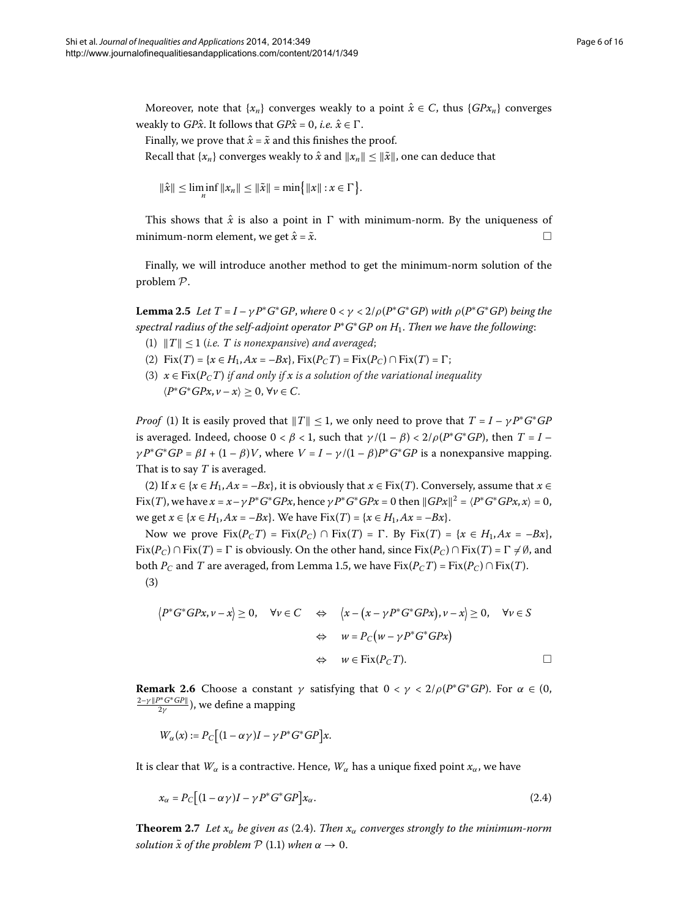Moreover, note that $\{x_n\}$ converges weakly to a point $\hat{x} \in C$, thus $\{GPx_n\}$ converges weakly to $GP\hat{x}$. It follows that $GP\hat{x} = 0$, *i.e.* $\hat{x} \in \Gamma$.

Finally, we prove that $\hat{x} = \tilde{x}$ and this finishes the proof.

Recall that $\{x_n\}$ converges weakly to $\hat{x}$ and $\|x_n\| \leq \|\tilde{x}\|$, one can deduce that

$$\|\hat{x}\| \leq \liminf_n \|x_n\| \leq \|\tilde{x}\| = \min\{\|x\| : x \in \Gamma\}.$$

This shows that $\hat{x}$ is also a point in $\Gamma$ with minimum-norm. By the uniqueness of minimum-norm element, we get $\hat{x} = \tilde{x}$. □

Finally, we will introduce another method to get the minimum-norm solution of the problem $\mathcal{P}$.

**Lemma 2.5** *Let $T = I - \gamma P^* G^* GP$, where $0 < \gamma < 2/\rho(P^* G^* GP)$ with $\rho(P^* G^* GP)$ being the spectral radius of the self-adjoint operator $P^* G^* GP$ on $H_1$. Then we have the following*:

(1) $\|T\| \leq 1$ (*i.e. $T$ is nonexpansive*) *and averaged*;

(2) $\mathrm{Fix}(T) = \{x \in H_1, Ax = -Bx\}$, $\mathrm{Fix}(P_C T) = \mathrm{Fix}(P_C) \cap \mathrm{Fix}(T) = \Gamma$;

(3) *$x \in \mathrm{Fix}(P_C T)$ if and only if $x$ is a solution of the variational inequality* $\langle P^* G^* GPx, \nu - x\rangle \geq 0$, $\forall \nu \in C$.

*Proof* (1) It is easily proved that $\|T\| \leq 1$, we only need to prove that $T = I - \gamma P^* G^* GP$ is averaged. Indeed, choose $0 < \beta < 1$, such that $\gamma/(1-\beta) < 2/\rho(P^* G^* GP)$, then $T = I - \gamma P^* G^* GP = \beta I + (1-\beta)V$, where $V = I - \gamma/(1-\beta) P^* G^* GP$ is a nonexpansive mapping. That is to say $T$ is averaged.

(2) If $x \in \{x \in H_1, Ax = -Bx\}$, it is obviously that $x \in \mathrm{Fix}(T)$. Conversely, assume that $x \in \mathrm{Fix}(T)$, we have $x = x - \gamma P^* G^* GPx$, hence $\gamma P^* G^* GPx = 0$ then $\|GPx\|^2 = \langle P^* G^* GPx, x\rangle = 0$, we get $x \in \{x \in H_1, Ax = -Bx\}$. We have $\mathrm{Fix}(T) = \{x \in H_1, Ax = -Bx\}$.

Now we prove $\mathrm{Fix}(P_C T) = \mathrm{Fix}(P_C) \cap \mathrm{Fix}(T) = \Gamma$. By $\mathrm{Fix}(T) = \{x \in H_1, Ax = -Bx\}$, $\mathrm{Fix}(P_C) \cap \mathrm{Fix}(T) = \Gamma$ is obviously. On the other hand, since $\mathrm{Fix}(P_C) \cap \mathrm{Fix}(T) = \Gamma \neq \emptyset$, and both $P_C$ and $T$ are averaged, from Lemma 1.5, we have $\mathrm{Fix}(P_C T) = \mathrm{Fix}(P_C) \cap \mathrm{Fix}(T)$.

(3)

$$\begin{aligned}
\langle P^* G^* GPx, \nu - x\rangle \geq 0, \quad \forall \nu \in C \quad &\Leftrightarrow \quad \langle x - (x - \gamma P^* G^* GPx), \nu - x\rangle \geq 0, \quad \forall \nu \in S \\
&\Leftrightarrow \quad w = P_C(w - \gamma P^* G^* GPx) \\
&\Leftrightarrow \quad w \in \mathrm{Fix}(P_C T).
\end{aligned}$$

□

**Remark 2.6** Choose a constant $\gamma$ satisfying that $0 < \gamma < 2/\rho(P^* G^* GP)$. For $\alpha \in (0, \frac{2-\gamma\|P^* G^* GP\|}{2\gamma})$, we define a mapping

$$W_\alpha(x) := P_C[(1-\alpha\gamma)I - \gamma P^* G^* GP]x.$$

It is clear that $W_\alpha$ is a contractive. Hence, $W_\alpha$ has a unique fixed point $x_\alpha$, we have

$$x_\alpha = P_C[(1-\alpha\gamma)I - \gamma P^* G^* GP]x_\alpha. \tag{2.4}$$

**Theorem 2.7** *Let $x_\alpha$ be given as* (2.4). *Then $x_\alpha$ converges strongly to the minimum-norm solution $\tilde{x}$ of the problem $\mathcal{P}$* (1.1) *when $\alpha \to 0$.*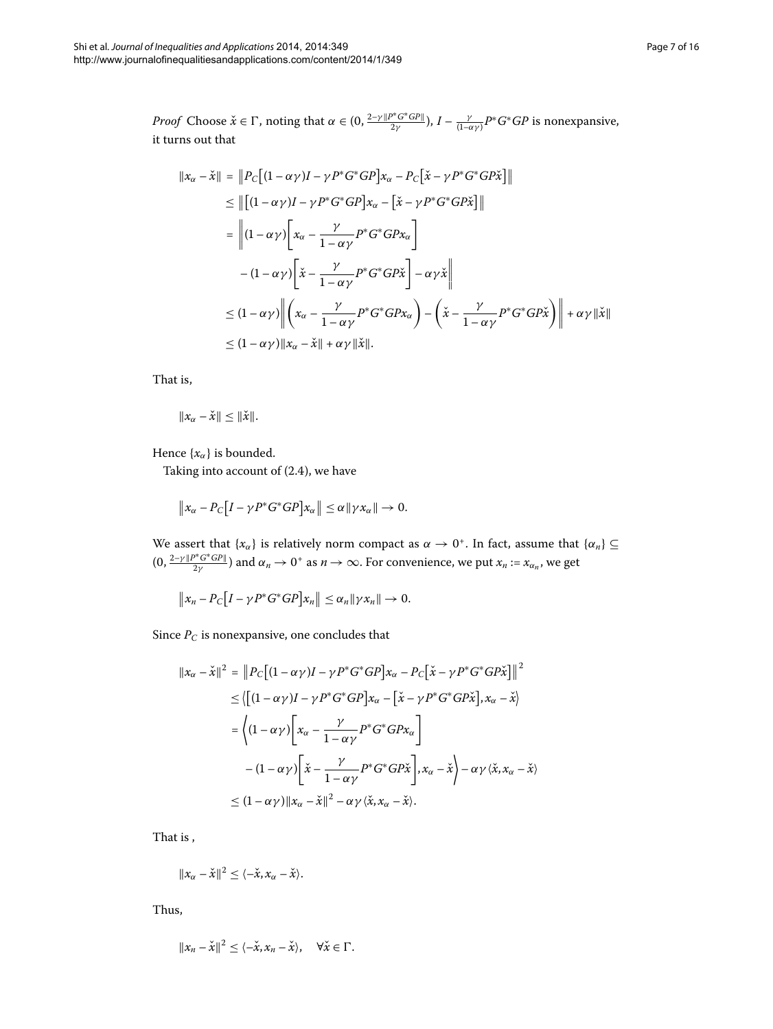*Proof* Choose $\check{x} \in \Gamma$, noting that $\alpha \in (0, \frac{2-\gamma\|P^*G^*GP\|}{2\gamma})$, $I - \frac{\gamma}{(1-\alpha\gamma)}P^*G^*GP$ is nonexpansive, it turns out that

$$
\begin{aligned}
\|x_\alpha - \check{x}\| &= \left\| P_C\left[(1-\alpha\gamma)I - \gamma P^*G^*GP\right]x_\alpha - P_C\left[\check{x} - \gamma P^*G^*GP\check{x}\right]\right\| \\
&\leq \left\| \left[(1-\alpha\gamma)I - \gamma P^*G^*GP\right]x_\alpha - \left[\check{x} - \gamma P^*G^*GP\check{x}\right]\right\| \\
&= \left\| (1-\alpha\gamma)\left[x_\alpha - \frac{\gamma}{1-\alpha\gamma}P^*G^*GPx_\alpha\right]\right. \\
&\quad \left. - (1-\alpha\gamma)\left[\check{x} - \frac{\gamma}{1-\alpha\gamma}P^*G^*GP\check{x}\right] - \alpha\gamma\check{x}\right\| \\
&\leq (1-\alpha\gamma)\left\| \left(x_\alpha - \frac{\gamma}{1-\alpha\gamma}P^*G^*GPx_\alpha\right) - \left(\check{x} - \frac{\gamma}{1-\alpha\gamma}P^*G^*GP\check{x}\right)\right\| + \alpha\gamma\|\check{x}\| \\
&\leq (1-\alpha\gamma)\|x_\alpha - \check{x}\| + \alpha\gamma\|\check{x}\|.
\end{aligned}
$$

That is,

$$\|x_\alpha - \check{x}\| \leq \|\check{x}\|.$$

Hence $\{x_\alpha\}$ is bounded.

Taking into account of (2.4), we have

$$\left\| x_\alpha - P_C\left[I - \gamma P^*G^*GP\right]x_\alpha\right\| \leq \alpha\|\gamma x_\alpha\| \to 0.$$

We assert that $\{x_\alpha\}$ is relatively norm compact as $\alpha \to 0^+$. In fact, assume that $\{\alpha_n\} \subseteq (0, \frac{2-\gamma\|P^*G^*GP\|}{2\gamma})$ and $\alpha_n \to 0^+$ as $n \to \infty$. For convenience, we put $x_n := x_{\alpha_n}$, we get

$$\left\| x_n - P_C\left[I - \gamma P^*G^*GP\right]x_n\right\| \leq \alpha_n\|\gamma x_n\| \to 0.$$

Since $P_C$ is nonexpansive, one concludes that

$$
\begin{aligned}
\|x_\alpha - \check{x}\|^2 &= \left\| P_C\left[(1-\alpha\gamma)I - \gamma P^*G^*GP\right]x_\alpha - P_C\left[\check{x} - \gamma P^*G^*GP\check{x}\right]\right\|^2 \\
&\leq \left\langle \left[(1-\alpha\gamma)I - \gamma P^*G^*GP\right]x_\alpha - \left[\check{x} - \gamma P^*G^*GP\check{x}\right], x_\alpha - \check{x}\right\rangle \\
&= \left\langle (1-\alpha\gamma)\left[x_\alpha - \frac{\gamma}{1-\alpha\gamma}P^*G^*GPx_\alpha\right]\right. \\
&\quad \left. - (1-\alpha\gamma)\left[\check{x} - \frac{\gamma}{1-\alpha\gamma}P^*G^*GP\check{x}\right], x_\alpha - \check{x}\right\rangle - \alpha\gamma\langle \check{x}, x_\alpha - \check{x}\rangle \\
&\leq (1-\alpha\gamma)\|x_\alpha - \check{x}\|^2 - \alpha\gamma\langle \check{x}, x_\alpha - \check{x}\rangle.
\end{aligned}
$$

That is ,

$$\|x_\alpha - \check{x}\|^2 \leq \langle -\check{x}, x_\alpha - \check{x}\rangle.$$

Thus,

$$\|x_n - \check{x}\|^2 \leq \langle -\check{x}, x_n - \check{x}\rangle, \quad \forall \check{x} \in \Gamma.$$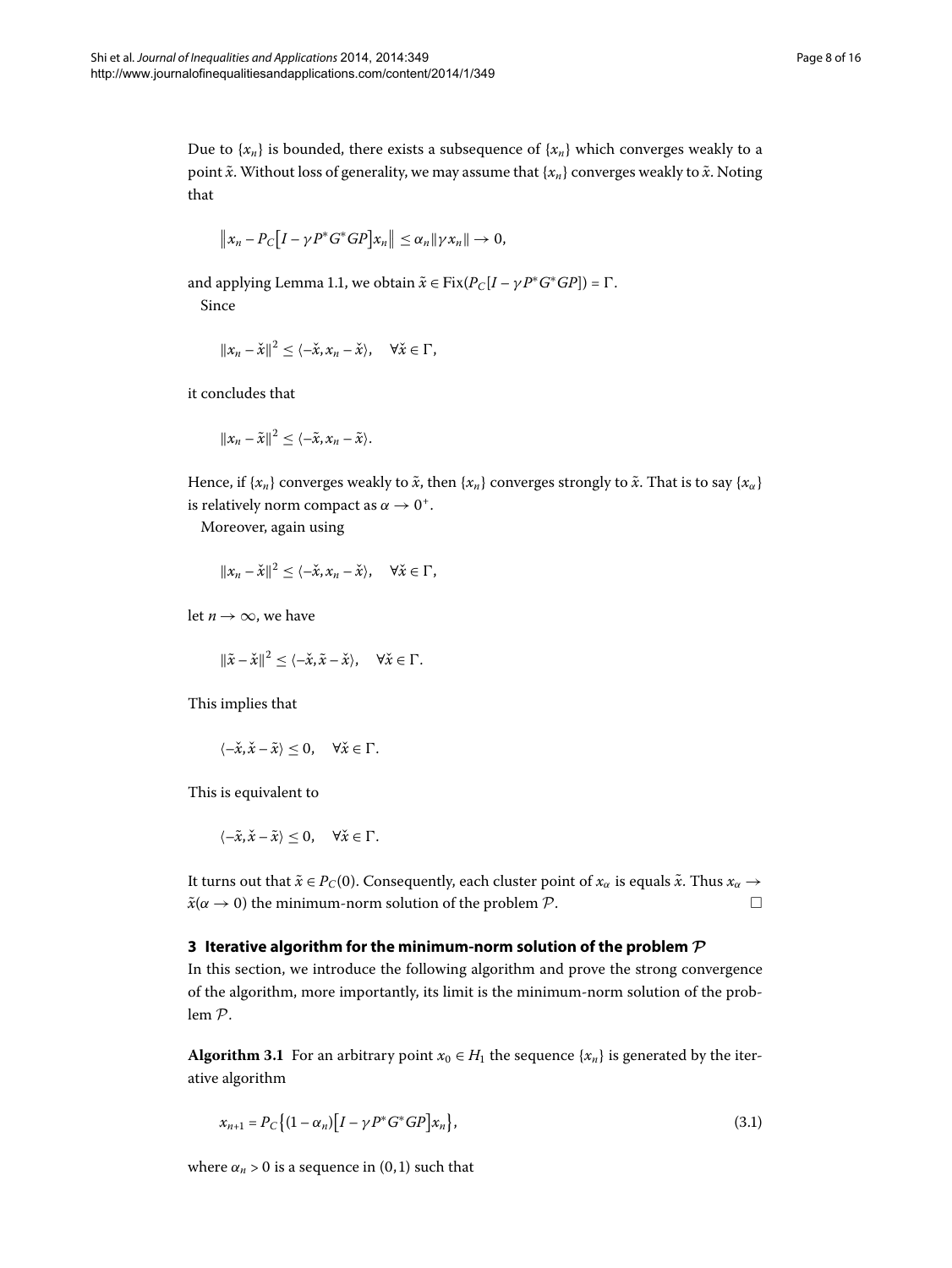Due to $\{x_n\}$ is bounded, there exists a subsequence of $\{x_n\}$ which converges weakly to a point $\tilde{x}$. Without loss of generality, we may assume that $\{x_n\}$ converges weakly to $\tilde{x}$. Noting that

$$\left\| x_n - P_C\left[I - \gamma P^* G^* GP\right] x_n \right\| \le \alpha_n \|\gamma x_n\| \to 0,$$

and applying Lemma 1.1, we obtain $\tilde{x} \in \mathrm{Fix}(P_C[I - \gamma P^* G^* GP]) = \Gamma$.

Since

$$\|x_n - \check{x}\|^2 \le \langle -\check{x}, x_n - \check{x}\rangle, \quad \forall \check{x} \in \Gamma,$$

it concludes that

$$\|x_n - \tilde{x}\|^2 \le \langle -\tilde{x}, x_n - \tilde{x}\rangle.$$

Hence, if $\{x_n\}$ converges weakly to $\tilde{x}$, then $\{x_n\}$ converges strongly to $\tilde{x}$. That is to say $\{x_\alpha\}$ is relatively norm compact as $\alpha \to 0^+$.

Moreover, again using

$$\|x_n - \check{x}\|^2 \le \langle -\check{x}, x_n - \check{x}\rangle, \quad \forall \check{x} \in \Gamma,$$

let $n \to \infty$, we have

$$\|\tilde{x} - \check{x}\|^2 \le \langle -\check{x}, \tilde{x} - \check{x}\rangle, \quad \forall \check{x} \in \Gamma.$$

This implies that

$$\langle -\check{x}, \check{x} - \tilde{x}\rangle \le 0, \quad \forall \check{x} \in \Gamma.$$

This is equivalent to

$$\langle -\tilde{x}, \check{x} - \tilde{x}\rangle \le 0, \quad \forall \check{x} \in \Gamma.$$

It turns out that $\tilde{x} \in P_C(0)$. Consequently, each cluster point of $x_\alpha$ is equals $\tilde{x}$. Thus $x_\alpha \to \tilde{x}(\alpha \to 0)$ the minimum-norm solution of the problem $\mathcal{P}$. □

## 3 Iterative algorithm for the minimum-norm solution of the problem $\mathcal{P}$

In this section, we introduce the following algorithm and prove the strong convergence of the algorithm, more importantly, its limit is the minimum-norm solution of the problem $\mathcal{P}$.

**Algorithm 3.1** For an arbitrary point $x_0 \in H_1$ the sequence $\{x_n\}$ is generated by the iterative algorithm

$$x_{n+1} = P_C\left\{(1 - \alpha_n)\left[I - \gamma P^* G^* GP\right] x_n\right\}, \tag{3.1}$$

where $\alpha_n > 0$ is a sequence in $(0, 1)$ such that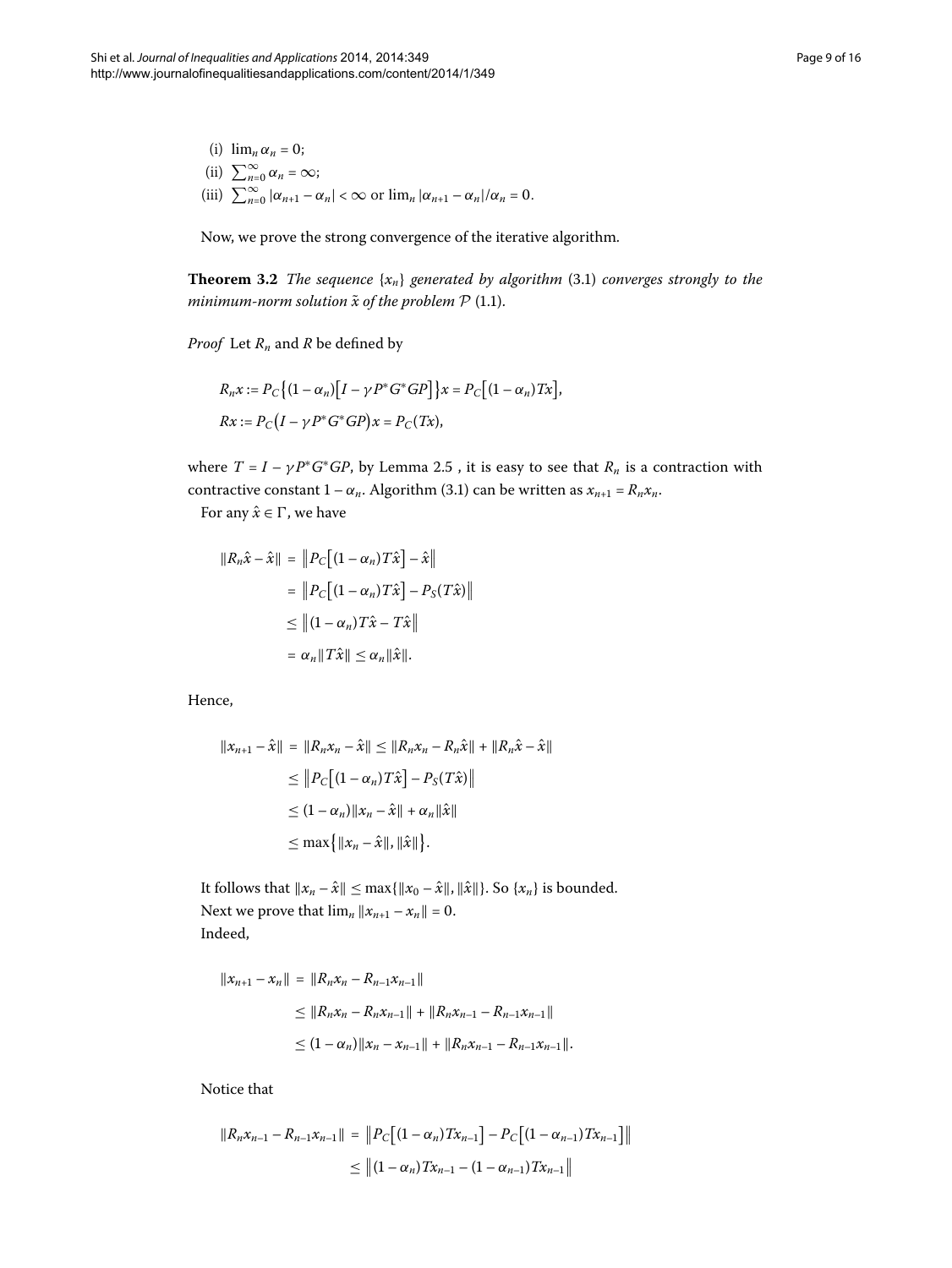(i) $\lim_n \alpha_n = 0$;

(ii) $\sum_{n=0}^{\infty} \alpha_n = \infty$;

(iii) $\sum_{n=0}^{\infty} |\alpha_{n+1} - \alpha_n| < \infty$ or $\lim_n |\alpha_{n+1} - \alpha_n|/\alpha_n = 0$.

Now, we prove the strong convergence of the iterative algorithm.

**Theorem 3.2** *The sequence* $\{x_n\}$ *generated by algorithm* (3.1) *converges strongly to the minimum-norm solution* $\tilde{x}$ *of the problem* $\mathcal{P}$ (1.1).

*Proof* Let $R_n$ and $R$ be defined by

$$R_n x := P_C\{(1-\alpha_n)[I - \gamma P^* G^* G P]\}x = P_C[(1-\alpha_n)Tx],$$
$$Rx := P_C(I - \gamma P^* G^* G P)x = P_C(Tx),$$

where $T = I - \gamma P^* G^* G P$, by Lemma 2.5 , it is easy to see that $R_n$ is a contraction with contractive constant $1 - \alpha_n$. Algorithm (3.1) can be written as $x_{n+1} = R_n x_n$.

For any $\hat{x} \in \Gamma$, we have

$$\begin{aligned}
\|R_n\hat{x} - \hat{x}\| &= \|P_C[(1-\alpha_n)T\hat{x}] - \hat{x}\| \\
&= \|P_C[(1-\alpha_n)T\hat{x}] - P_S(T\hat{x})\| \\
&\leq \|(1-\alpha_n)T\hat{x} - T\hat{x}\| \\
&= \alpha_n\|T\hat{x}\| \leq \alpha_n\|\hat{x}\|.
\end{aligned}$$

Hence,

$$\begin{aligned}
\|x_{n+1} - \hat{x}\| &= \|R_n x_n - \hat{x}\| \leq \|R_n x_n - R_n\hat{x}\| + \|R_n\hat{x} - \hat{x}\| \\
&\leq \|P_C[(1-\alpha_n)T\hat{x}] - P_S(T\hat{x})\| \\
&\leq (1-\alpha_n)\|x_n - \hat{x}\| + \alpha_n\|\hat{x}\| \\
&\leq \max\{\|x_n - \hat{x}\|, \|\hat{x}\|\}.
\end{aligned}$$

It follows that $\|x_n - \hat{x}\| \leq \max\{\|x_0 - \hat{x}\|, \|\hat{x}\|\}$. So $\{x_n\}$ is bounded.

Next we prove that $\lim_n \|x_{n+1} - x_n\| = 0$.

Indeed,

$$\begin{aligned}
\|x_{n+1} - x_n\| &= \|R_n x_n - R_{n-1}x_{n-1}\| \\
&\leq \|R_n x_n - R_n x_{n-1}\| + \|R_n x_{n-1} - R_{n-1}x_{n-1}\| \\
&\leq (1-\alpha_n)\|x_n - x_{n-1}\| + \|R_n x_{n-1} - R_{n-1}x_{n-1}\|.
\end{aligned}$$

Notice that

$$\begin{aligned}
\|R_n x_{n-1} - R_{n-1}x_{n-1}\| &= \|P_C[(1-\alpha_n)Tx_{n-1}] - P_C[(1-\alpha_{n-1})Tx_{n-1}]\| \\
&\leq \|(1-\alpha_n)Tx_{n-1} - (1-\alpha_{n-1})Tx_{n-1}\|
\end{aligned}$$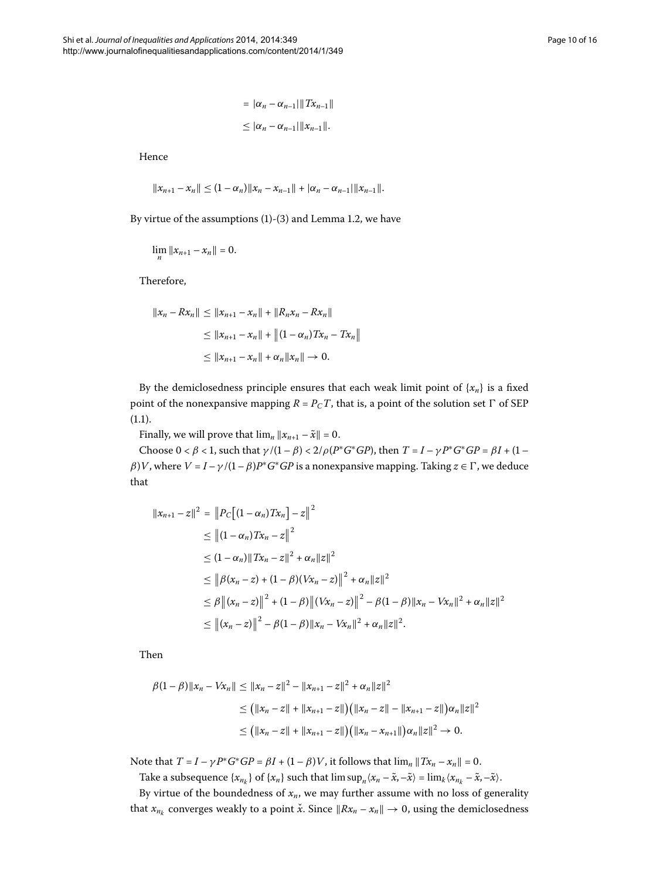$$
\begin{aligned}
&= |\alpha_n - \alpha_{n-1}| \|Tx_{n-1}\| \\
&\le |\alpha_n - \alpha_{n-1}| \|x_{n-1}\|.
\end{aligned}
$$

Hence

$$
\|x_{n+1} - x_n\| \le (1 - \alpha_n)\|x_n - x_{n-1}\| + |\alpha_n - \alpha_{n-1}|\|x_{n-1}\|.
$$

By virtue of the assumptions (1)-(3) and Lemma 1.2, we have

$$
\lim_n \|x_{n+1} - x_n\| = 0.
$$

Therefore,

$$
\begin{aligned}
\|x_n - Rx_n\| &\le \|x_{n+1} - x_n\| + \|R_n x_n - Rx_n\| \\
&\le \|x_{n+1} - x_n\| + \big\|(1 - \alpha_n)Tx_n - Tx_n\big\| \\
&\le \|x_{n+1} - x_n\| + \alpha_n \|x_n\| \to 0.
\end{aligned}
$$

By the demiclosedness principle ensures that each weak limit point of $\{x_n\}$ is a fixed point of the nonexpansive mapping $R = P_C T$, that is, a point of the solution set $\Gamma$ of SEP (1.1).

Finally, we will prove that $\lim_n \|x_{n+1} - \tilde{x}\| = 0$.

Choose $0 < \beta < 1$, such that $\gamma/(1-\beta) < 2/\rho(P^*G^*GP)$, then $T = I - \gamma P^*G^*GP = \beta I + (1 - \beta)V$, where $V = I - \gamma/(1-\beta)P^*G^*GP$ is a nonexpansive mapping. Taking $z \in \Gamma$, we deduce that

$$
\begin{aligned}
\|x_{n+1} - z\|^2 &= \big\|P_C\big[(1 - \alpha_n)Tx_n\big] - z\big\|^2 \\
&\le \big\|(1 - \alpha_n)Tx_n - z\big\|^2 \\
&\le (1 - \alpha_n)\|Tx_n - z\|^2 + \alpha_n\|z\|^2 \\
&\le \big\|\beta(x_n - z) + (1 - \beta)(Vx_n - z)\big\|^2 + \alpha_n\|z\|^2 \\
&\le \beta\big\|(x_n - z)\big\|^2 + (1 - \beta)\big\|(Vx_n - z)\big\|^2 - \beta(1 - \beta)\|x_n - Vx_n\|^2 + \alpha_n\|z\|^2 \\
&\le \big\|(x_n - z)\big\|^2 - \beta(1 - \beta)\|x_n - Vx_n\|^2 + \alpha_n\|z\|^2.
\end{aligned}
$$

Then

$$
\begin{aligned}
\beta(1 - \beta)\|x_n - Vx_n\| &\le \|x_n - z\|^2 - \|x_{n+1} - z\|^2 + \alpha_n\|z\|^2 \\
&\le \big(\|x_n - z\| + \|x_{n+1} - z\|\big)\big(\|x_n - z\| - \|x_{n+1} - z\|\big)\alpha_n\|z\|^2 \\
&\le \big(\|x_n - z\| + \|x_{n+1} - z\|\big)\big(\|x_n - x_{n+1}\|\big)\alpha_n\|z\|^2 \to 0.
\end{aligned}
$$

Note that $T = I - \gamma P^*G^*GP = \beta I + (1 - \beta)V$, it follows that $\lim_n \|Tx_n - x_n\| = 0$.

Take a subsequence $\{x_{n_k}\}$ of $\{x_n\}$ such that $\limsup_n \langle x_n - \tilde{x}, -\tilde{x}\rangle = \lim_k \langle x_{n_k} - \tilde{x}, -\tilde{x}\rangle$.

By virtue of the boundedness of $x_n$, we may further assume with no loss of generality that $x_{n_k}$ converges weakly to a point $\breve{x}$. Since $\|Rx_n - x_n\| \to 0$, using the demiclosedness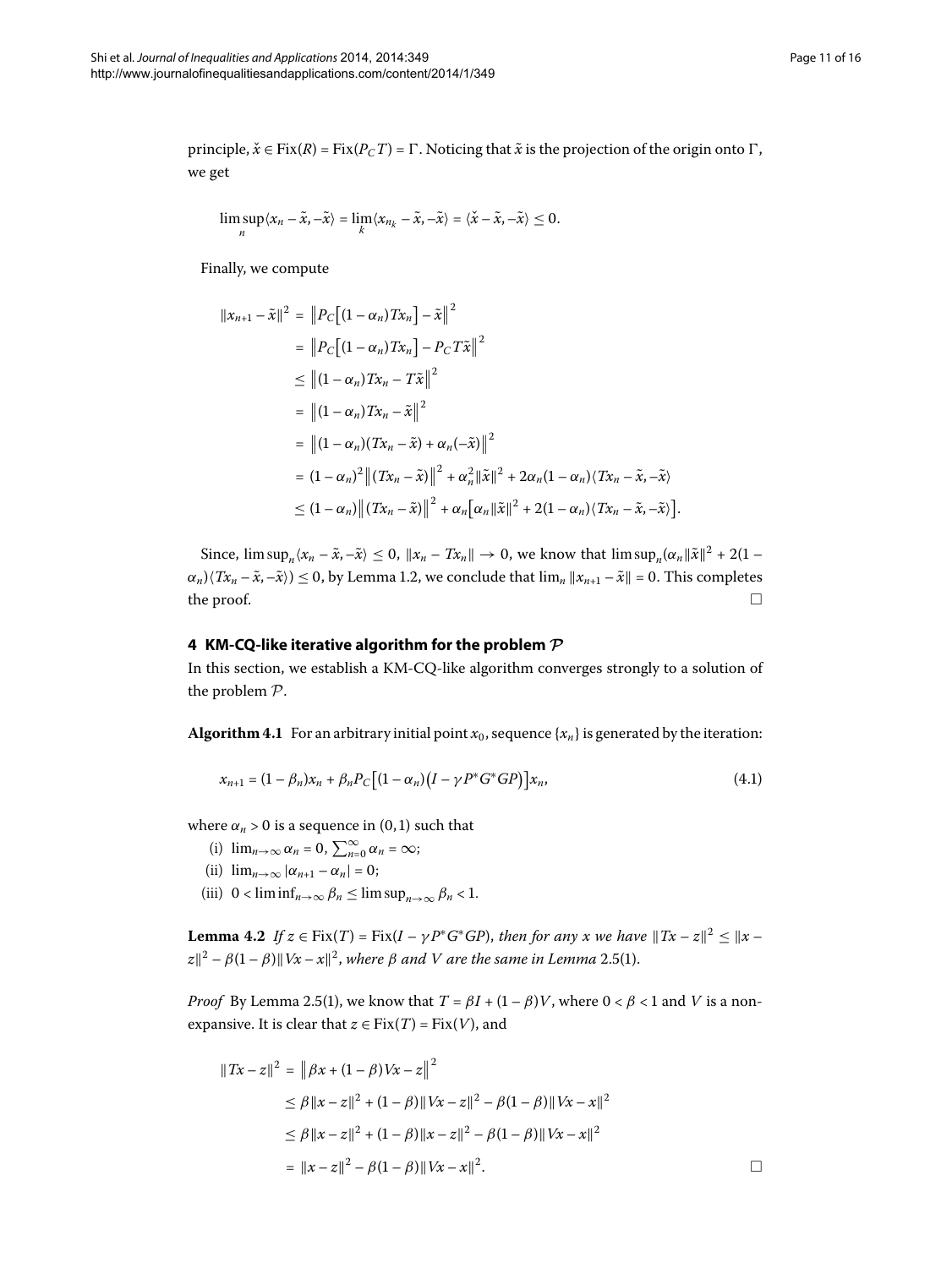principle, $\check{x} \in \mathrm{Fix}(R) = \mathrm{Fix}(P_C T) = \Gamma$. Noticing that $\tilde{x}$ is the projection of the origin onto $\Gamma$, we get

$$\limsup_n \langle x_n - \tilde{x}, -\tilde{x} \rangle = \lim_k \langle x_{n_k} - \tilde{x}, -\tilde{x} \rangle = \langle \check{x} - \tilde{x}, -\tilde{x} \rangle \leq 0.$$

Finally, we compute

$$\begin{aligned}
\|x_{n+1} - \tilde{x}\|^2 &= \big\| P_C\big[(1-\alpha_n)Tx_n\big] - \tilde{x} \big\|^2 \\
&= \big\| P_C\big[(1-\alpha_n)Tx_n\big] - P_C T\tilde{x} \big\|^2 \\
&\leq \big\| (1-\alpha_n)Tx_n - T\tilde{x} \big\|^2 \\
&= \big\| (1-\alpha_n)Tx_n - \tilde{x} \big\|^2 \\
&= \big\| (1-\alpha_n)(Tx_n - \tilde{x}) + \alpha_n(-\tilde{x}) \big\|^2 \\
&= (1-\alpha_n)^2 \big\| (Tx_n - \tilde{x}) \big\|^2 + \alpha_n^2 \|\tilde{x}\|^2 + 2\alpha_n(1-\alpha_n)\langle Tx_n - \tilde{x}, -\tilde{x} \rangle \\
&\leq (1-\alpha_n) \big\| (Tx_n - \tilde{x}) \big\|^2 + \alpha_n\big[\alpha_n \|\tilde{x}\|^2 + 2(1-\alpha_n)\langle Tx_n - \tilde{x}, -\tilde{x} \rangle\big].
\end{aligned}$$

Since, $\limsup_n \langle x_n - \tilde{x}, -\tilde{x} \rangle \leq 0$, $\|x_n - Tx_n\| \to 0$, we know that $\limsup_n (\alpha_n \|\tilde{x}\|^2 + 2(1-\alpha_n)\langle Tx_n - \tilde{x}, -\tilde{x} \rangle) \leq 0$, by Lemma 1.2, we conclude that $\lim_n \|x_{n+1} - \tilde{x}\| = 0$. This completes the proof. □

## 4 KM-CQ-like iterative algorithm for the problem $\mathcal{P}$

In this section, we establish a KM-CQ-like algorithm converges strongly to a solution of the problem $\mathcal{P}$.

**Algorithm 4.1** For an arbitrary initial point $x_0$, sequence $\{x_n\}$ is generated by the iteration:

$$x_{n+1} = (1-\beta_n)x_n + \beta_n P_C\big[(1-\alpha_n)\big(I - \gamma P^* G^* G P\big)\big]x_n, \tag{4.1}$$

where $\alpha_n > 0$ is a sequence in $(0,1)$ such that

(i) $\lim_{n\to\infty} \alpha_n = 0$, $\sum_{n=0}^{\infty} \alpha_n = \infty$;

(ii) $\lim_{n\to\infty} |\alpha_{n+1} - \alpha_n| = 0$;

(iii) $0 < \liminf_{n\to\infty} \beta_n \leq \limsup_{n\to\infty} \beta_n < 1$.

**Lemma 4.2** *If $z \in \mathrm{Fix}(T) = \mathrm{Fix}(I - \gamma P^* G^* G P)$, then for any $x$ we have $\|Tx - z\|^2 \leq \|x - z\|^2 - \beta(1-\beta)\|Vx - x\|^2$, where $\beta$ and $V$ are the same in Lemma 2.5(1).*

*Proof* By Lemma 2.5(1), we know that $T = \beta I + (1-\beta)V$, where $0 < \beta < 1$ and $V$ is a non-expansive. It is clear that $z \in \mathrm{Fix}(T) = \mathrm{Fix}(V)$, and

$$\begin{aligned}
\|Tx - z\|^2 &= \big\| \beta x + (1-\beta)Vx - z \big\|^2 \\
&\leq \beta\|x - z\|^2 + (1-\beta)\|Vx - z\|^2 - \beta(1-\beta)\|Vx - x\|^2 \\
&\leq \beta\|x - z\|^2 + (1-\beta)\|x - z\|^2 - \beta(1-\beta)\|Vx - x\|^2 \\
&= \|x - z\|^2 - \beta(1-\beta)\|Vx - x\|^2.
\end{aligned}$$

□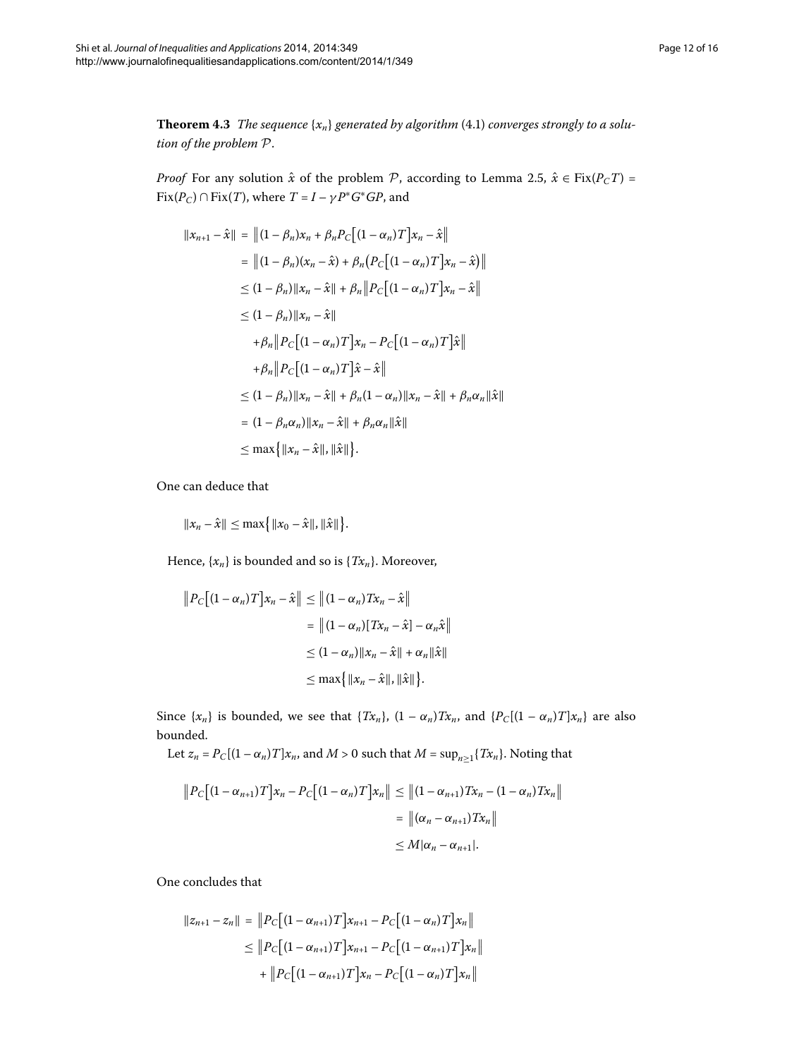**Theorem 4.3** *The sequence* $\{x_n\}$ *generated by algorithm* (4.1) *converges strongly to a solution of the problem* $\mathcal{P}$.

*Proof* For any solution $\hat{x}$ of the problem $\mathcal{P}$, according to Lemma 2.5, $\hat{x} \in \mathrm{Fix}(P_C T) = \mathrm{Fix}(P_C) \cap \mathrm{Fix}(T)$, where $T = I - \gamma P^* G^* G P$, and

$$
\begin{aligned}
\|x_{n+1} - \hat{x}\| &= \big\|(1-\beta_n)x_n + \beta_n P_C\big[(1-\alpha_n)T\big]x_n - \hat{x}\big\| \\
&= \big\|(1-\beta_n)(x_n - \hat{x}) + \beta_n\big(P_C\big[(1-\alpha_n)T\big]x_n - \hat{x}\big)\big\| \\
&\le (1-\beta_n)\|x_n - \hat{x}\| + \beta_n\big\|P_C\big[(1-\alpha_n)T\big]x_n - \hat{x}\big\| \\
&\le (1-\beta_n)\|x_n - \hat{x}\| \\
&\quad + \beta_n\big\|P_C\big[(1-\alpha_n)T\big]x_n - P_C\big[(1-\alpha_n)T\big]\hat{x}\big\| \\
&\quad + \beta_n\big\|P_C\big[(1-\alpha_n)T\big]\hat{x} - \hat{x}\big\| \\
&\le (1-\beta_n)\|x_n - \hat{x}\| + \beta_n(1-\alpha_n)\|x_n - \hat{x}\| + \beta_n\alpha_n\|\hat{x}\| \\
&= (1-\beta_n\alpha_n)\|x_n - \hat{x}\| + \beta_n\alpha_n\|\hat{x}\| \\
&\le \max\big\{\|x_n - \hat{x}\|, \|\hat{x}\|\big\}.
\end{aligned}
$$

One can deduce that

$$
\|x_n - \hat{x}\| \le \max\big\{\|x_0 - \hat{x}\|, \|\hat{x}\|\big\}.
$$

Hence, $\{x_n\}$ is bounded and so is $\{Tx_n\}$. Moreover,

$$
\begin{aligned}
\big\|P_C\big[(1-\alpha_n)T\big]x_n - \hat{x}\big\| &\le \big\|(1-\alpha_n)Tx_n - \hat{x}\big\| \\
&= \big\|(1-\alpha_n)[Tx_n - \hat{x}] - \alpha_n\hat{x}\big\| \\
&\le (1-\alpha_n)\|x_n - \hat{x}\| + \alpha_n\|\hat{x}\| \\
&\le \max\big\{\|x_n - \hat{x}\|, \|\hat{x}\|\big\}.
\end{aligned}
$$

Since $\{x_n\}$ is bounded, we see that $\{Tx_n\}$, $(1-\alpha_n)Tx_n$, and $\{P_C[(1-\alpha_n)T]x_n\}$ are also bounded.

Let $z_n = P_C[(1-\alpha_n)T]x_n$, and $M > 0$ such that $M = \sup_{n\ge1}\{Tx_n\}$. Noting that

$$
\begin{aligned}
\big\|P_C\big[(1-\alpha_{n+1})T\big]x_n - P_C\big[(1-\alpha_n)T\big]x_n\big\| &\le \big\|(1-\alpha_{n+1})Tx_n - (1-\alpha_n)Tx_n\big\| \\
&= \big\|(\alpha_n - \alpha_{n+1})Tx_n\big\| \\
&\le M|\alpha_n - \alpha_{n+1}|.
\end{aligned}
$$

One concludes that

$$
\begin{aligned}
\|z_{n+1} - z_n\| &= \big\|P_C\big[(1-\alpha_{n+1})T\big]x_{n+1} - P_C\big[(1-\alpha_n)T\big]x_n\big\| \\
&\le \big\|P_C\big[(1-\alpha_{n+1})T\big]x_{n+1} - P_C\big[(1-\alpha_{n+1})T\big]x_n\big\| \\
&\quad + \big\|P_C\big[(1-\alpha_{n+1})T\big]x_n - P_C\big[(1-\alpha_n)T\big]x_n\big\|
\end{aligned}
$$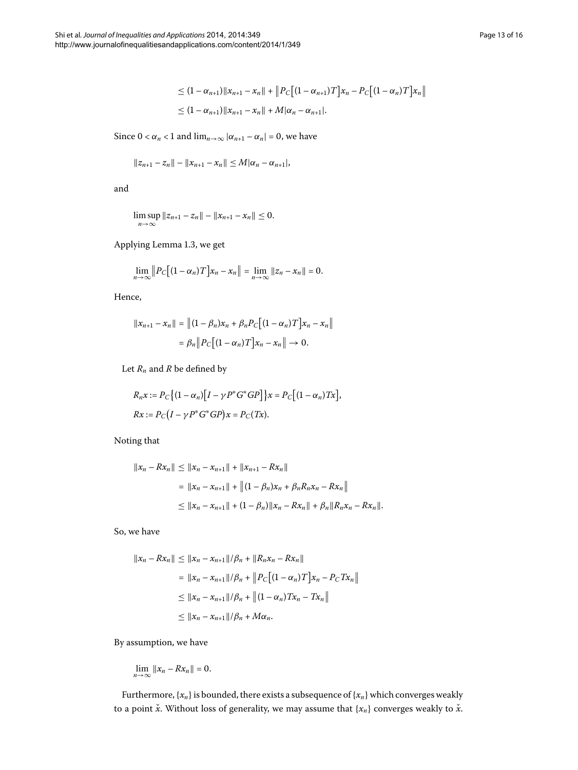$$
\begin{aligned}
&\leq (1-\alpha_{n+1})\|x_{n+1}-x_n\| + \left\|P_C\left[(1-\alpha_{n+1})T\right]x_n - P_C\left[(1-\alpha_n)T\right]x_n\right\| \\
&\leq (1-\alpha_{n+1})\|x_{n+1}-x_n\| + M|\alpha_n - \alpha_{n+1}|.
\end{aligned}
$$

Since $0 < \alpha_n < 1$ and $\lim_{n\to\infty}|\alpha_{n+1}-\alpha_n| = 0$, we have

$$
\|z_{n+1}-z_n\| - \|x_{n+1}-x_n\| \leq M|\alpha_n - \alpha_{n+1}|,
$$

and

$$
\limsup_{n\to\infty} \|z_{n+1}-z_n\| - \|x_{n+1}-x_n\| \leq 0.
$$

Applying Lemma 1.3, we get

$$
\lim_{n\to\infty}\left\|P_C\left[(1-\alpha_n)T\right]x_n - x_n\right\| = \lim_{n\to\infty}\|z_n - x_n\| = 0.
$$

Hence,

$$
\begin{aligned}
\|x_{n+1}-x_n\| &= \left\|(1-\beta_n)x_n + \beta_n P_C\left[(1-\alpha_n)T\right]x_n - x_n\right\| \\
&= \beta_n\left\|P_C\left[(1-\alpha_n)T\right]x_n - x_n\right\| \to 0.
\end{aligned}
$$

Let $R_n$ and $R$ be defined by

$$
\begin{aligned}
&R_n x := P_C\left\{(1-\alpha_n)\left[I-\gamma P^*G^*GP\right]\right\}x = P_C\left[(1-\alpha_n)Tx\right], \\
&Rx := P_C\left(I-\gamma P^*G^*GP\right)x = P_C(Tx).
\end{aligned}
$$

Noting that

$$
\begin{aligned}
\|x_n - Rx_n\| &\leq \|x_n - x_{n+1}\| + \|x_{n+1} - Rx_n\| \\
&= \|x_n - x_{n+1}\| + \left\|(1-\beta_n)x_n + \beta_n R_n x_n - Rx_n\right\| \\
&\leq \|x_n - x_{n+1}\| + (1-\beta_n)\|x_n - Rx_n\| + \beta_n\|R_n x_n - Rx_n\|.
\end{aligned}
$$

So, we have

$$
\begin{aligned}
\|x_n - Rx_n\| &\leq \|x_n - x_{n+1}\|/\beta_n + \|R_n x_n - Rx_n\| \\
&= \|x_n - x_{n+1}\|/\beta_n + \left\|P_C\left[(1-\alpha_n)T\right]x_n - P_C Tx_n\right\| \\
&\leq \|x_n - x_{n+1}\|/\beta_n + \left\|(1-\alpha_n)Tx_n - Tx_n\right\| \\
&\leq \|x_n - x_{n+1}\|/\beta_n + M\alpha_n.
\end{aligned}
$$

By assumption, we have

$$
\lim_{n\to\infty}\|x_n - Rx_n\| = 0.
$$

Furthermore, $\{x_n\}$ is bounded, there exists a subsequence of $\{x_n\}$ which converges weakly to a point $\check{x}$. Without loss of generality, we may assume that $\{x_n\}$ converges weakly to $\check{x}$.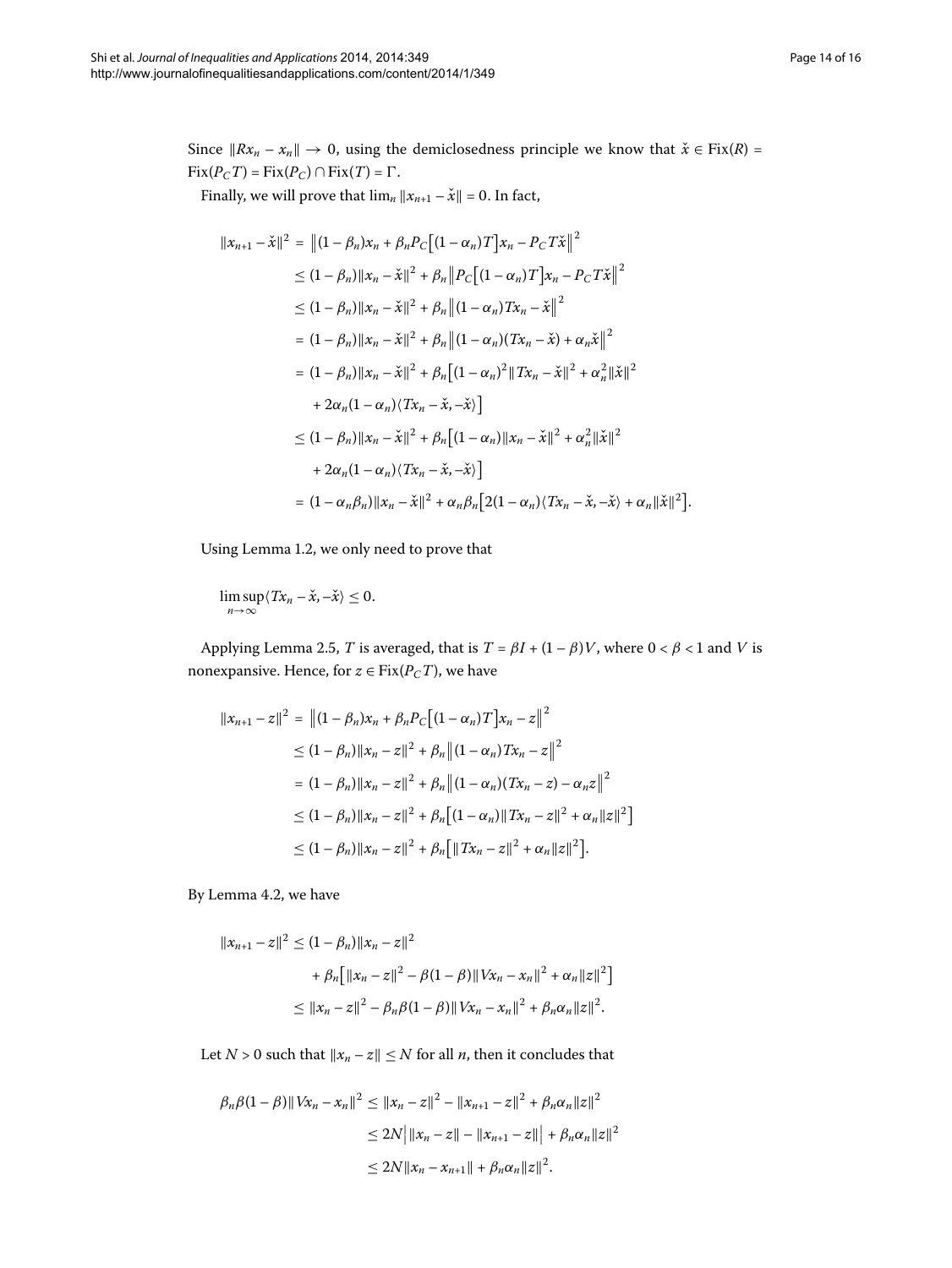Since $\|Rx_n - x_n\| \to 0$, using the demiclosedness principle we know that $\check{x} \in \operatorname{Fix}(R) = \operatorname{Fix}(P_C T) = \operatorname{Fix}(P_C) \cap \operatorname{Fix}(T) = \Gamma$.

Finally, we will prove that $\lim_n \|x_{n+1} - \check{x}\| = 0$. In fact,

$$
\begin{aligned}
\|x_{n+1} - \check{x}\|^2 &= \big\|(1-\beta_n)x_n + \beta_n P_C\big[(1-\alpha_n)T\big]x_n - P_C T\check{x}\big\|^2 \\
&\le (1-\beta_n)\|x_n - \check{x}\|^2 + \beta_n \big\|P_C\big[(1-\alpha_n)T\big]x_n - P_C T\check{x}\big\|^2 \\
&\le (1-\beta_n)\|x_n - \check{x}\|^2 + \beta_n \big\|(1-\alpha_n)Tx_n - \check{x}\big\|^2 \\
&= (1-\beta_n)\|x_n - \check{x}\|^2 + \beta_n \big\|(1-\alpha_n)(Tx_n - \check{x}) + \alpha_n \check{x}\big\|^2 \\
&= (1-\beta_n)\|x_n - \check{x}\|^2 + \beta_n \big[(1-\alpha_n)^2\|Tx_n - \check{x}\|^2 + \alpha_n^2\|\check{x}\|^2 \\
&\quad + 2\alpha_n(1-\alpha_n)\langle Tx_n - \check{x}, -\check{x}\rangle\big] \\
&\le (1-\beta_n)\|x_n - \check{x}\|^2 + \beta_n \big[(1-\alpha_n)\|x_n - \check{x}\|^2 + \alpha_n^2\|\check{x}\|^2 \\
&\quad + 2\alpha_n(1-\alpha_n)\langle Tx_n - \check{x}, -\check{x}\rangle\big] \\
&= (1-\alpha_n\beta_n)\|x_n - \check{x}\|^2 + \alpha_n\beta_n\big[2(1-\alpha_n)\langle Tx_n - \check{x}, -\check{x}\rangle + \alpha_n\|\check{x}\|^2\big].
\end{aligned}
$$

Using Lemma 1.2, we only need to prove that

$$
\limsup_{n\to\infty}\langle Tx_n - \check{x}, -\check{x}\rangle \le 0.
$$

Applying Lemma 2.5, $T$ is averaged, that is $T = \beta I + (1-\beta)V$, where $0 < \beta < 1$ and $V$ is nonexpansive. Hence, for $z \in \operatorname{Fix}(P_C T)$, we have

$$
\begin{aligned}
\|x_{n+1} - z\|^2 &= \big\|(1-\beta_n)x_n + \beta_n P_C\big[(1-\alpha_n)T\big]x_n - z\big\|^2 \\
&\le (1-\beta_n)\|x_n - z\|^2 + \beta_n \big\|(1-\alpha_n)Tx_n - z\big\|^2 \\
&= (1-\beta_n)\|x_n - z\|^2 + \beta_n \big\|(1-\alpha_n)(Tx_n - z) - \alpha_n z\big\|^2 \\
&\le (1-\beta_n)\|x_n - z\|^2 + \beta_n\big[(1-\alpha_n)\|Tx_n - z\|^2 + \alpha_n\|z\|^2\big] \\
&\le (1-\beta_n)\|x_n - z\|^2 + \beta_n\big[\|Tx_n - z\|^2 + \alpha_n\|z\|^2\big].
\end{aligned}
$$

By Lemma 4.2, we have

$$
\begin{aligned}
\|x_{n+1} - z\|^2 &\le (1-\beta_n)\|x_n - z\|^2 \\
&\quad + \beta_n\big[\|x_n - z\|^2 - \beta(1-\beta)\|Vx_n - x_n\|^2 + \alpha_n\|z\|^2\big] \\
&\le \|x_n - z\|^2 - \beta_n\beta(1-\beta)\|Vx_n - x_n\|^2 + \beta_n\alpha_n\|z\|^2.
\end{aligned}
$$

Let $N > 0$ such that $\|x_n - z\| \le N$ for all $n$, then it concludes that

$$
\begin{aligned}
\beta_n\beta(1-\beta)\|Vx_n - x_n\|^2 &\le \|x_n - z\|^2 - \|x_{n+1} - z\|^2 + \beta_n\alpha_n\|z\|^2 \\
&\le 2N\big|\|x_n - z\| - \|x_{n+1} - z\|\big| + \beta_n\alpha_n\|z\|^2 \\
&\le 2N\|x_n - x_{n+1}\| + \beta_n\alpha_n\|z\|^2.
\end{aligned}
$$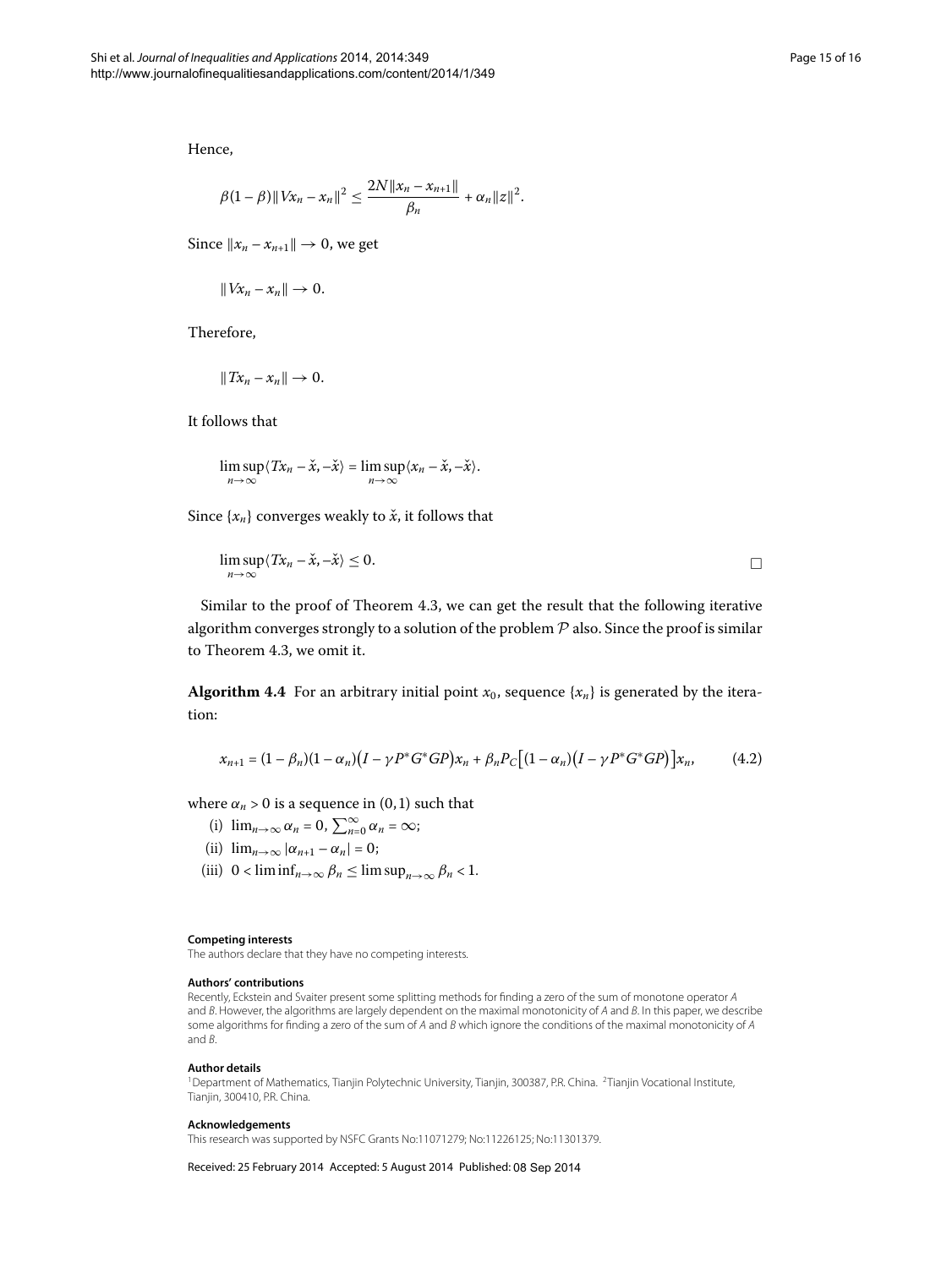Hence,

$$\beta(1-\beta)\|Vx_n - x_n\|^2 \leq \frac{2N\|x_n - x_{n+1}\|}{\beta_n} + \alpha_n\|z\|^2.$$

Since $\|x_n - x_{n+1}\| \to 0$, we get

$$\|Vx_n - x_n\| \to 0.$$

Therefore,

$$\|Tx_n - x_n\| \to 0.$$

It follows that

$$\limsup_{n\to\infty}\langle Tx_n - \check{x}, -\check{x}\rangle = \limsup_{n\to\infty}\langle x_n - \check{x}, -\check{x}\rangle.$$

Since $\{x_n\}$ converges weakly to $\check{x}$, it follows that

$$\limsup_{n\to\infty}\langle Tx_n - \check{x}, -\check{x}\rangle \leq 0.$$

□

Similar to the proof of Theorem 4.3, we can get the result that the following iterative algorithm converges strongly to a solution of the problem $\mathcal{P}$ also. Since the proof is similar to Theorem 4.3, we omit it.

**Algorithm 4.4** For an arbitrary initial point $x_0$, sequence $\{x_n\}$ is generated by the iteration:

$$x_{n+1} = (1-\beta_n)(1-\alpha_n)\big(I - \gamma P^*G^*GP\big)x_n + \beta_n P_C\big[(1-\alpha_n)\big(I - \gamma P^*G^*GP\big)\big]x_n, \tag{4.2}$$

where $\alpha_n > 0$ is a sequence in $(0,1)$ such that

(i) $\lim_{n\to\infty}\alpha_n = 0$, $\sum_{n=0}^{\infty}\alpha_n = \infty$;

(ii) $\lim_{n\to\infty}|\alpha_{n+1} - \alpha_n| = 0$;

(iii) $0 < \liminf_{n\to\infty}\beta_n \leq \limsup_{n\to\infty}\beta_n < 1$.

#### Competing interests

The authors declare that they have no competing interests.

#### Authors' contributions

Recently, Eckstein and Svaiter present some splitting methods for finding a zero of the sum of monotone operator *A* and *B*. However, the algorithms are largely dependent on the maximal monotonicity of *A* and *B*. In this paper, we describe some algorithms for finding a zero of the sum of *A* and *B* which ignore the conditions of the maximal monotonicity of *A* and *B*.

#### Author details

[1]Department of Mathematics, Tianjin Polytechnic University, Tianjin, 300387, P.R. China. [2]Tianjin Vocational Institute, Tianjin, 300410, P.R. China.

#### Acknowledgements

This research was supported by NSFC Grants No:11071279; No:11226125; No:11301379.

Received: 25 February 2014 Accepted: 5 August 2014 Published: 08 Sep 2014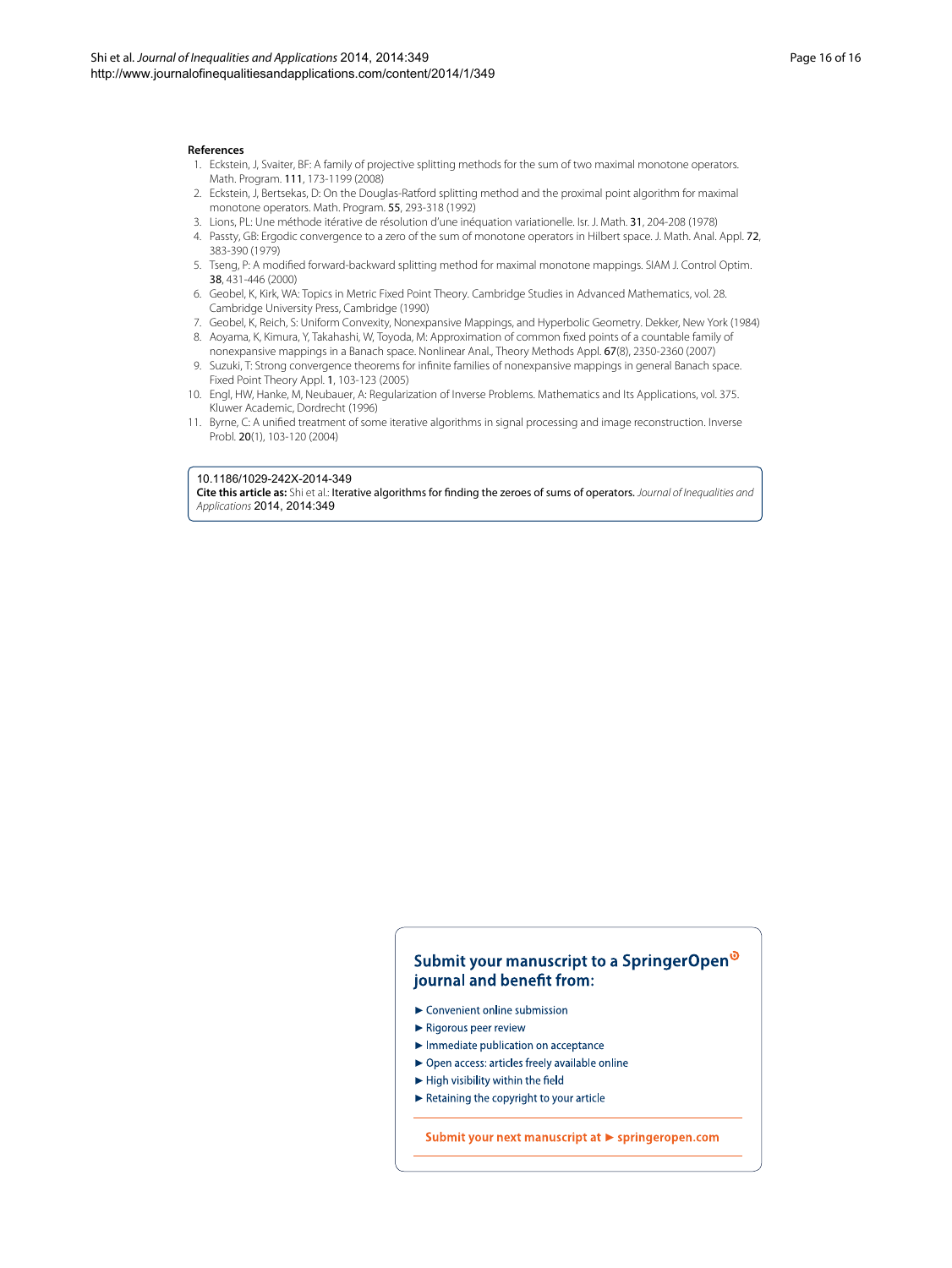**References**

1. Eckstein, J, Svaiter, BF: A family of projective splitting methods for the sum of two maximal monotone operators. Math. Program. **111**, 173-1199 (2008)
2. Eckstein, J, Bertsekas, D: On the Douglas-Ratford splitting method and the proximal point algorithm for maximal monotone operators. Math. Program. **55**, 293-318 (1992)
3. Lions, PL: Une méthode itérative de résolution d'une inéquation variationelle. Isr. J. Math. **31**, 204-208 (1978)
4. Passty, GB: Ergodic convergence to a zero of the sum of monotone operators in Hilbert space. J. Math. Anal. Appl. **72**, 383-390 (1979)
5. Tseng, P: A modified forward-backward splitting method for maximal monotone mappings. SIAM J. Control Optim. **38**, 431-446 (2000)
6. Geobel, K, Kirk, WA: Topics in Metric Fixed Point Theory. Cambridge Studies in Advanced Mathematics, vol. 28. Cambridge University Press, Cambridge (1990)
7. Geobel, K, Reich, S: Uniform Convexity, Nonexpansive Mappings, and Hyperbolic Geometry. Dekker, New York (1984)
8. Aoyama, K, Kimura, Y, Takahashi, W, Toyoda, M: Approximation of common fixed points of a countable family of nonexpansive mappings in a Banach space. Nonlinear Anal., Theory Methods Appl. **67**(8), 2350-2360 (2007)
9. Suzuki, T: Strong convergence theorems for infinite families of nonexpansive mappings in general Banach space. Fixed Point Theory Appl. **1**, 103-123 (2005)
10. Engl, HW, Hanke, M, Neubauer, A: Regularization of Inverse Problems. Mathematics and Its Applications, vol. 375. Kluwer Academic, Dordrecht (1996)
11. Byrne, C: A unified treatment of some iterative algorithms in signal processing and image reconstruction. Inverse Probl. **20**(1), 103-120 (2004)

10.1186/1029-242X-2014-349

**Cite this article as:** Shi et al.: Iterative algorithms for finding the zeroes of sums of operators. *Journal of Inequalities and Applications* 2014, 2014:349

**Submit your manuscript to a SpringerOpen journal and benefit from:**

- ► Convenient online submission
- ► Rigorous peer review
- ► Immediate publication on acceptance
- ► Open access: articles freely available online
- ► High visibility within the field
- ► Retaining the copyright to your article

**Submit your next manuscript at ► springeropen.com**